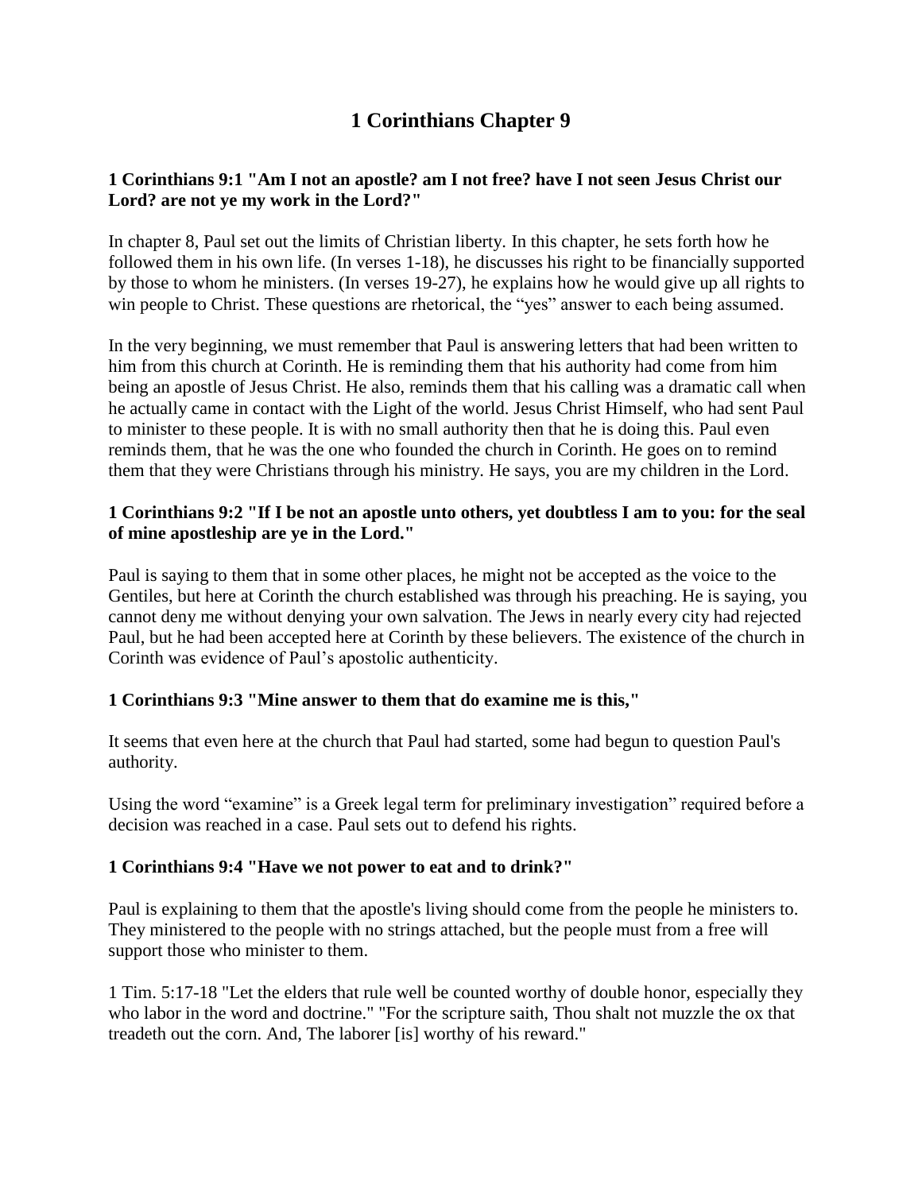# 1 Corinthians Chapter 9

**1 Corinthians 9:1 "Am I not an apostle? am I not free? have I not seen Jesus Christ our Lord? are not ye my work in the Lord?"**

In chapter 8, Paul set out the limits of Christian liberty. In this chapter, he sets forth how he followed them in his own life. (In verses 1-18), he discusses his right to be financially supported by those to whom he ministers. (In verses 19-27), he explains how he would give up all rights to win people to Christ. These questions are rhetorical, the "yes" answer to each being assumed.

In the very beginning, we must remember that Paul is answering letters that had been written to him from this church at Corinth. He is reminding them that his authority had come from him being an apostle of Jesus Christ. He also, reminds them that his calling was a dramatic call when he actually came in contact with the Light of the world. Jesus Christ Himself, who had sent Paul to minister to these people. It is with no small authority then that he is doing this. Paul even reminds them, that he was the one who founded the church in Corinth. He goes on to remind them that they were Christians through his ministry. He says, you are my children in the Lord.

**1 Corinthians 9:2 "If I be not an apostle unto others, yet doubtless I am to you: for the seal of mine apostleship are ye in the Lord."**

Paul is saying to them that in some other places, he might not be accepted as the voice to the Gentiles, but here at Corinth the church established was through his preaching. He is saying, you cannot deny me without denying your own salvation. The Jews in nearly every city had rejected Paul, but he had been accepted here at Corinth by these believers. The existence of the church in Corinth was evidence of Paul's apostolic authenticity.

**1 Corinthians 9:3 "Mine answer to them that do examine me is this,"**

It seems that even here at the church that Paul had started, some had begun to question Paul's authority.

Using the word "examine" is a Greek legal term for preliminary investigation" required before a decision was reached in a case. Paul sets out to defend his rights.

**1 Corinthians 9:4 "Have we not power to eat and to drink?"**

Paul is explaining to them that the apostle's living should come from the people he ministers to. They ministered to the people with no strings attached, but the people must from a free will support those who minister to them.

1 Tim. 5:17-18 "Let the elders that rule well be counted worthy of double honor, especially they who labor in the word and doctrine." "For the scripture saith, Thou shalt not muzzle the ox that treadeth out the corn. And, The laborer [is] worthy of his reward."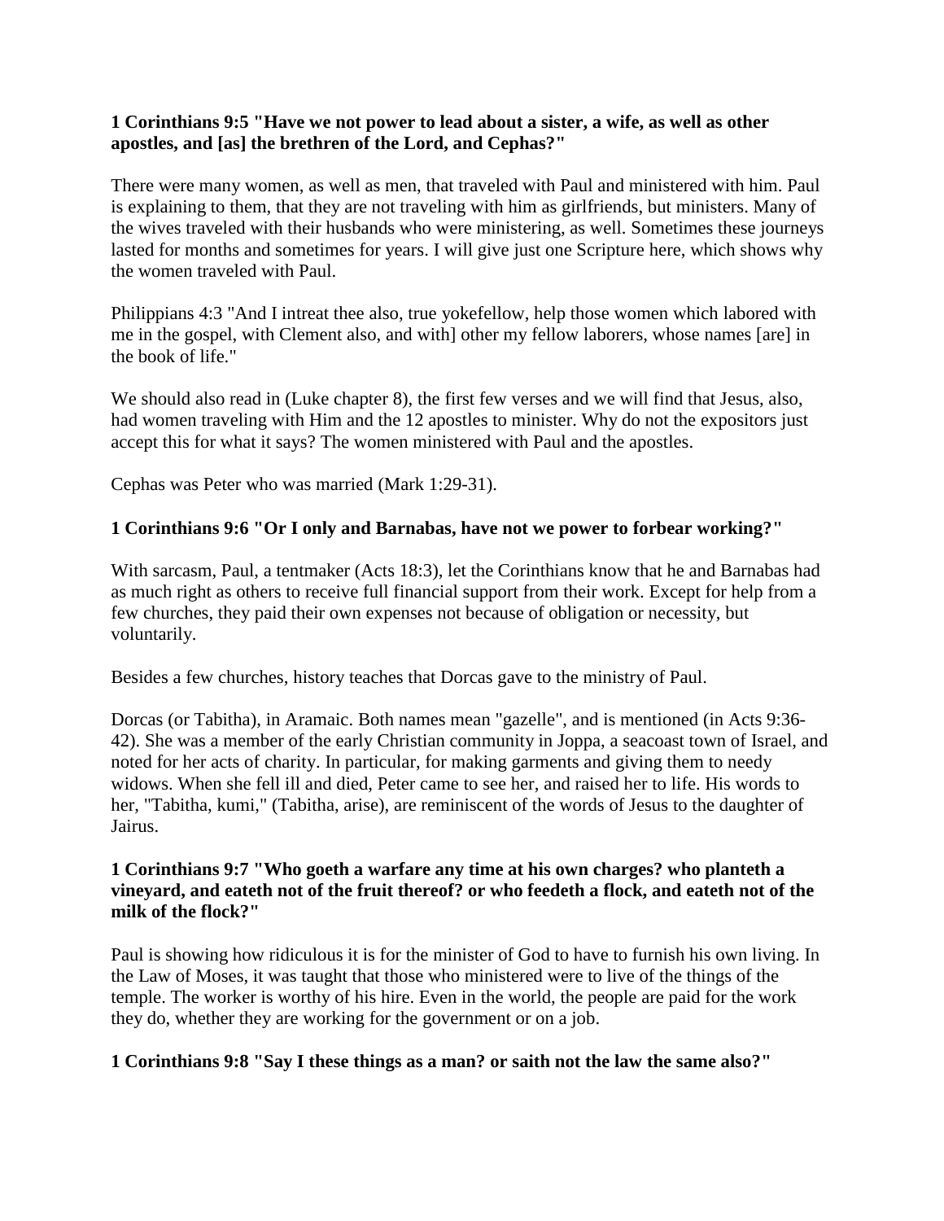**1 Corinthians 9:5 "Have we not power to lead about a sister, a wife, as well as other apostles, and [as] the brethren of the Lord, and Cephas?"**

There were many women, as well as men, that traveled with Paul and ministered with him. Paul is explaining to them, that they are not traveling with him as girlfriends, but ministers. Many of the wives traveled with their husbands who were ministering, as well. Sometimes these journeys lasted for months and sometimes for years. I will give just one Scripture here, which shows why the women traveled with Paul.

Philippians 4:3 "And I intreat thee also, true yokefellow, help those women which labored with me in the gospel, with Clement also, and with] other my fellow laborers, whose names [are] in the book of life."

We should also read in (Luke chapter 8), the first few verses and we will find that Jesus, also, had women traveling with Him and the 12 apostles to minister. Why do not the expositors just accept this for what it says? The women ministered with Paul and the apostles.

Cephas was Peter who was married (Mark 1:29-31).

**1 Corinthians 9:6 "Or I only and Barnabas, have not we power to forbear working?"**

With sarcasm, Paul, a tentmaker (Acts 18:3), let the Corinthians know that he and Barnabas had as much right as others to receive full financial support from their work. Except for help from a few churches, they paid their own expenses not because of obligation or necessity, but voluntarily.

Besides a few churches, history teaches that Dorcas gave to the ministry of Paul.

Dorcas (or Tabitha), in Aramaic. Both names mean "gazelle", and is mentioned (in Acts 9:36-42). She was a member of the early Christian community in Joppa, a seacoast town of Israel, and noted for her acts of charity. In particular, for making garments and giving them to needy widows. When she fell ill and died, Peter came to see her, and raised her to life. His words to her, "Tabitha, kumi," (Tabitha, arise), are reminiscent of the words of Jesus to the daughter of Jairus.

**1 Corinthians 9:7 "Who goeth a warfare any time at his own charges? who planteth a vineyard, and eateth not of the fruit thereof? or who feedeth a flock, and eateth not of the milk of the flock?"**

Paul is showing how ridiculous it is for the minister of God to have to furnish his own living. In the Law of Moses, it was taught that those who ministered were to live of the things of the temple. The worker is worthy of his hire. Even in the world, the people are paid for the work they do, whether they are working for the government or on a job.

**1 Corinthians 9:8 "Say I these things as a man? or saith not the law the same also?"**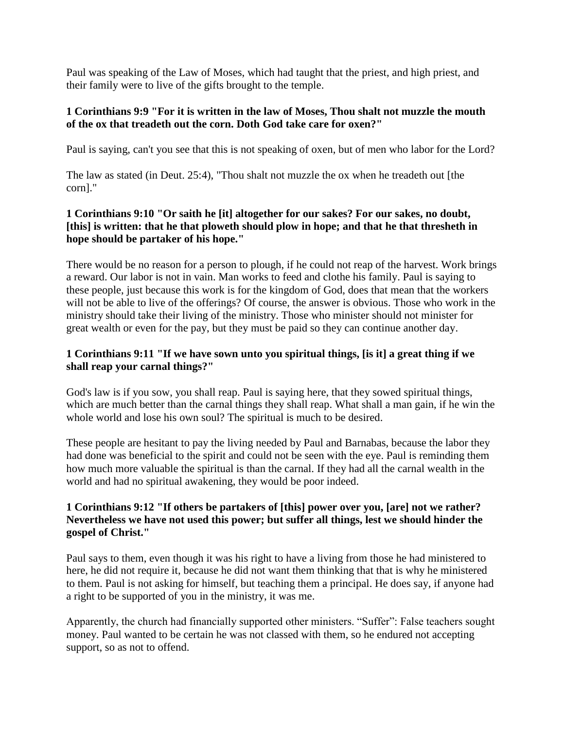Paul was speaking of the Law of Moses, which had taught that the priest, and high priest, and their family were to live of the gifts brought to the temple.

**1 Corinthians 9:9 "For it is written in the law of Moses, Thou shalt not muzzle the mouth of the ox that treadeth out the corn. Doth God take care for oxen?"**

Paul is saying, can't you see that this is not speaking of oxen, but of men who labor for the Lord?

The law as stated (in Deut. 25:4), "Thou shalt not muzzle the ox when he treadeth out [the corn]."

**1 Corinthians 9:10 "Or saith he [it] altogether for our sakes? For our sakes, no doubt, [this] is written: that he that ploweth should plow in hope; and that he that thresheth in hope should be partaker of his hope."**

There would be no reason for a person to plough, if he could not reap of the harvest. Work brings a reward. Our labor is not in vain. Man works to feed and clothe his family. Paul is saying to these people, just because this work is for the kingdom of God, does that mean that the workers will not be able to live of the offerings? Of course, the answer is obvious. Those who work in the ministry should take their living of the ministry. Those who minister should not minister for great wealth or even for the pay, but they must be paid so they can continue another day.

**1 Corinthians 9:11 "If we have sown unto you spiritual things, [is it] a great thing if we shall reap your carnal things?"**

God's law is if you sow, you shall reap. Paul is saying here, that they sowed spiritual things, which are much better than the carnal things they shall reap. What shall a man gain, if he win the whole world and lose his own soul? The spiritual is much to be desired.

These people are hesitant to pay the living needed by Paul and Barnabas, because the labor they had done was beneficial to the spirit and could not be seen with the eye. Paul is reminding them how much more valuable the spiritual is than the carnal. If they had all the carnal wealth in the world and had no spiritual awakening, they would be poor indeed.

**1 Corinthians 9:12 "If others be partakers of [this] power over you, [are] not we rather? Nevertheless we have not used this power; but suffer all things, lest we should hinder the gospel of Christ."**

Paul says to them, even though it was his right to have a living from those he had ministered to here, he did not require it, because he did not want them thinking that that is why he ministered to them. Paul is not asking for himself, but teaching them a principal. He does say, if anyone had a right to be supported of you in the ministry, it was me.

Apparently, the church had financially supported other ministers. "Suffer": False teachers sought money. Paul wanted to be certain he was not classed with them, so he endured not accepting support, so as not to offend.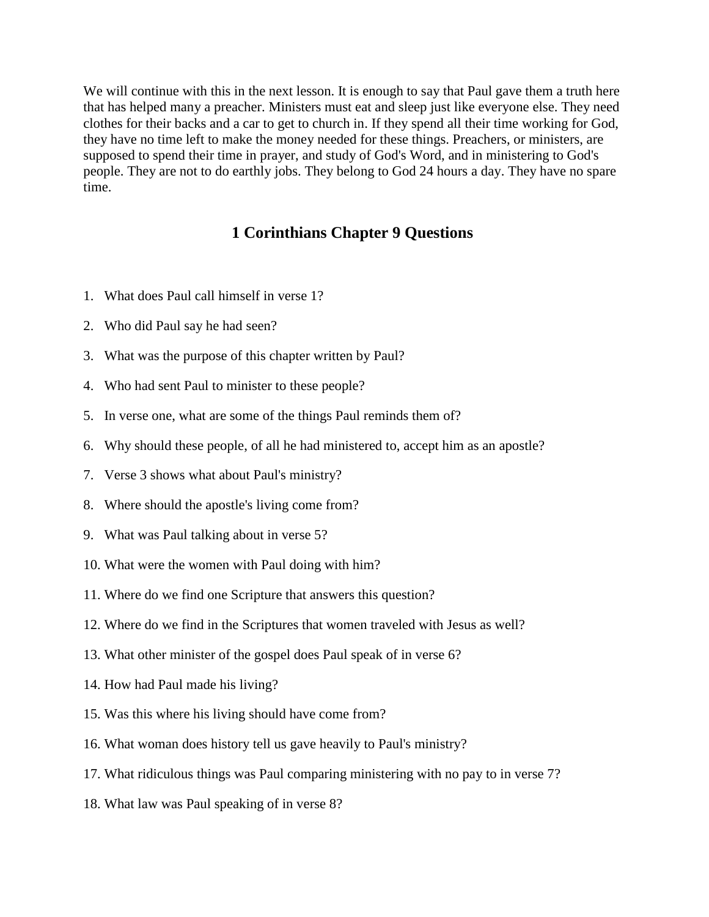We will continue with this in the next lesson. It is enough to say that Paul gave them a truth here that has helped many a preacher. Ministers must eat and sleep just like everyone else. They need clothes for their backs and a car to get to church in. If they spend all their time working for God, they have no time left to make the money needed for these things. Preachers, or ministers, are supposed to spend their time in prayer, and study of God's Word, and in ministering to God's people. They are not to do earthly jobs. They belong to God 24 hours a day. They have no spare time.

## 1 Corinthians Chapter 9 Questions

1. What does Paul call himself in verse 1?
2. Who did Paul say he had seen?
3. What was the purpose of this chapter written by Paul?
4. Who had sent Paul to minister to these people?
5. In verse one, what are some of the things Paul reminds them of?
6. Why should these people, of all he had ministered to, accept him as an apostle?
7. Verse 3 shows what about Paul's ministry?
8. Where should the apostle's living come from?
9. What was Paul talking about in verse 5?
10. What were the women with Paul doing with him?
11. Where do we find one Scripture that answers this question?
12. Where do we find in the Scriptures that women traveled with Jesus as well?
13. What other minister of the gospel does Paul speak of in verse 6?
14. How had Paul made his living?
15. Was this where his living should have come from?
16. What woman does history tell us gave heavily to Paul's ministry?
17. What ridiculous things was Paul comparing ministering with no pay to in verse 7?
18. What law was Paul speaking of in verse 8?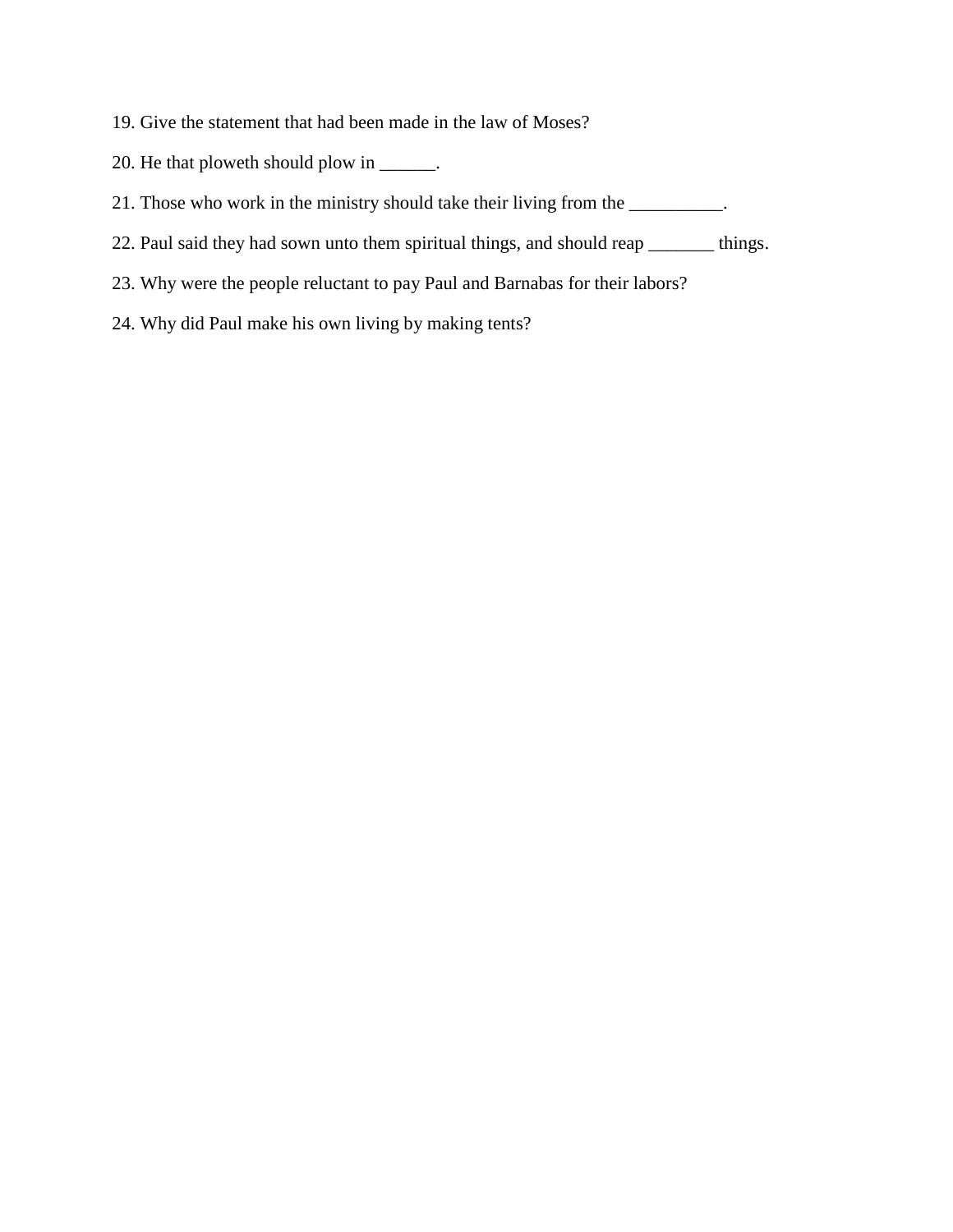19. Give the statement that had been made in the law of Moses?

20. He that ploweth should plow in ______.

21. Those who work in the ministry should take their living from the __________.

22. Paul said they had sown unto them spiritual things, and should reap _______ things.

23. Why were the people reluctant to pay Paul and Barnabas for their labors?

24. Why did Paul make his own living by making tents?